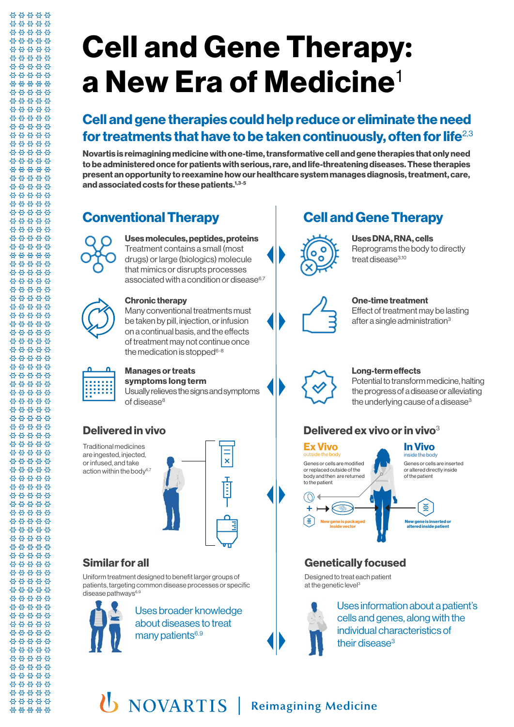# Cell and Gene Therapy: a New Era of Medicine[1]

## Cell and gene therapies could help reduce or eliminate the need for treatments that have to be taken continuously, often for life[2,3]

**Novartis is reimagining medicine with one-time, transformative cell and gene therapies that only need to be administered once for patients with serious, rare, and life-threatening diseases. These therapies present an opportunity to reexamine how our healthcare system manages diagnosis, treatment, care, and associated costs for these patients.[1,3-5]**

## Conventional Therapy

**Uses molecules, peptides, proteins**
Treatment contains a small (most drugs) or large (biologics) molecule that mimics or disrupts processes associated with a condition or disease[6,7]

**Chronic therapy**
Many conventional treatments must be taken by pill, injection, or infusion on a continual basis, and the effects of treatment may not continue once the medication is stopped[6-8]

**Manages or treats symptoms long term**
Usually relieves the signs and symptoms of disease[8]

### Delivered in vivo

Traditional medicines are ingested, injected, or infused, and take action within the body[6,7]

### Similar for all

Uniform treatment designed to benefit larger groups of patients, targeting common disease processes or specific disease pathways[6,9]

Uses broader knowledge about diseases to treat many patients[6,9]

## Cell and Gene Therapy

**Uses DNA, RNA, cells**
Reprograms the body to directly treat disease[3,10]

**One-time treatment**
Effect of treatment may be lasting after a single administration[3]

**Long-term effects**
Potential to transform medicine, halting the progress of a disease or alleviating the underlying cause of a disease[3]

### Delivered ex vivo or in vivo[3]

**Ex Vivo**
outside the body

Genes or cells are modified or replaced outside of the body and then are returned to the patient

New gene is packaged inside vector

**In Vivo**
inside the body

Genes or cells are inserted or altered directly inside of the patient

New gene is inserted or altered inside patient

### Genetically focused

Designed to treat each patient at the genetic level[3]

Uses information about a patient's cells and genes, along with the individual characteristics of their disease[3]

NOVARTIS | Reimagining Medicine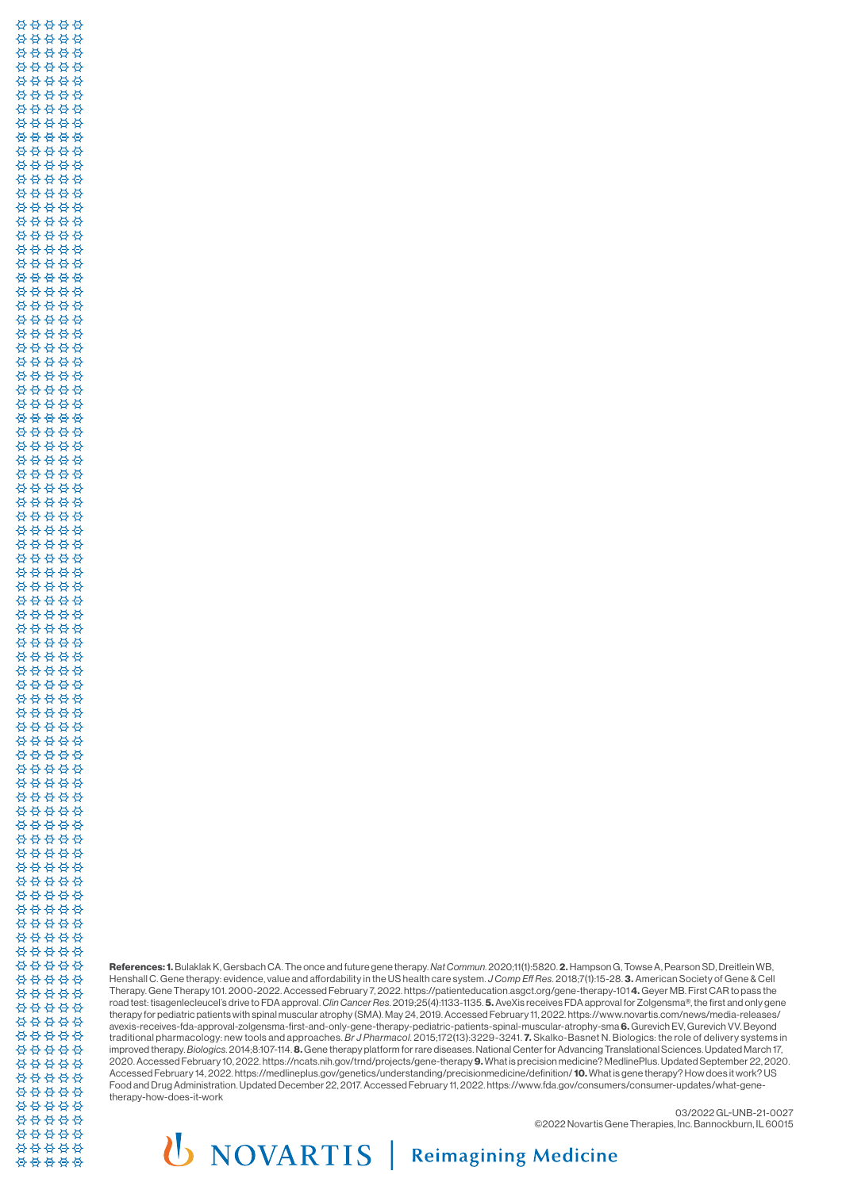**References: 1.** Bulaklak K, Gersbach CA. The once and future gene therapy. *Nat Commun.* 2020;11(1):5820. **2.** Hampson G, Towse A, Pearson SD, Dreitlein WB, Henshall C. Gene therapy: evidence, value and affordability in the US health care system. *J Comp Eff Res.* 2018;7(1):15-28. **3.** American Society of Gene & Cell Therapy. Gene Therapy 101. 2000-2022. Accessed February 7, 2022. https://patienteducation.asgct.org/gene-therapy-101 **4.** Geyer MB. First CAR to pass the road test: tisagenlecleucel's drive to FDA approval. *Clin Cancer Res.* 2019;25(4):1133-1135. **5.** AveXis receives FDA approval for Zolgensma®, the first and only gene therapy for pediatric patients with spinal muscular atrophy (SMA). May 24, 2019. Accessed February 11, 2022. https://www.novartis.com/news/media-releases/avexis-receives-fda-approval-zolgensma-first-and-only-gene-therapy-pediatric-patients-spinal-muscular-atrophy-sma **6.** Gurevich EV, Gurevich VV. Beyond traditional pharmacology: new tools and approaches. *Br J Pharmacol.* 2015;172(13):3229-3241. **7.** Skalko-Basnet N. Biologics: the role of delivery systems in improved therapy. *Biologics.* 2014;8:107-114. **8.** Gene therapy platform for rare diseases. National Center for Advancing Translational Sciences. Updated March 17, 2020. Accessed February 10, 2022. https://ncats.nih.gov/trnd/projects/gene-therapy **9.** What is precision medicine? MedlinePlus. Updated September 22, 2020. Accessed February 14, 2022. https://medlineplus.gov/genetics/understanding/precisionmedicine/definition/ **10.** What is gene therapy? How does it work? US Food and Drug Administration. Updated December 22, 2017. Accessed February 11, 2022. https://www.fda.gov/consumers/consumer-updates/what-gene-therapy-how-does-it-work

03/2022 GL-UNB-21-0027
©2022 Novartis Gene Therapies, Inc. Bannockburn, IL 60015

NOVARTIS | Reimagining Medicine